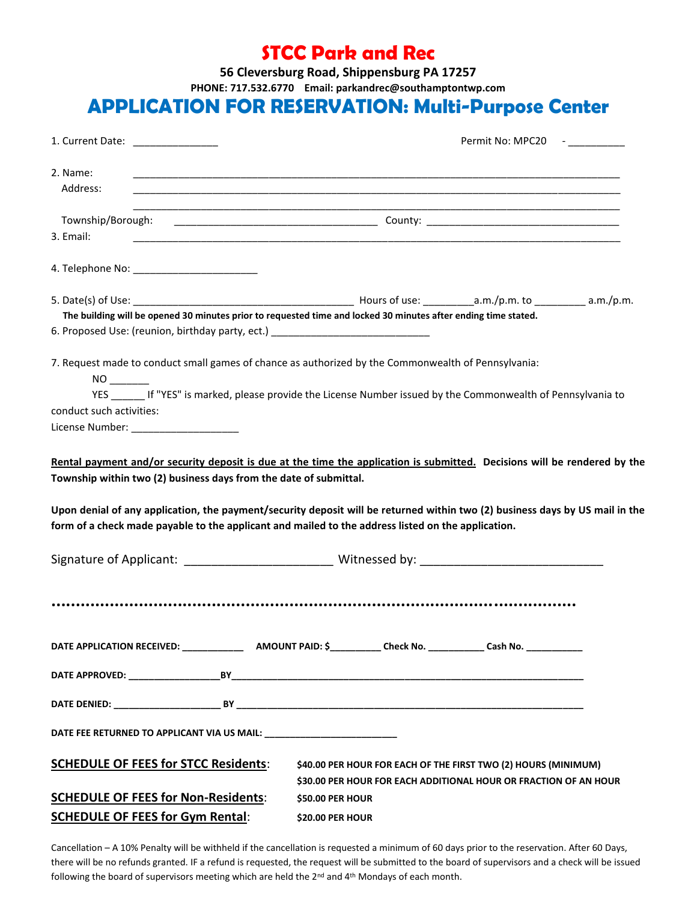# STCC Park and Rec

**56 Cleversburg Road, Shippensburg PA 17257**

**PHONE: 717.532.6770 Email: parkandrec@southamptontwp.com**

## APPLICATION FOR RESERVATION: Multi-Purpose Center

1. Current Date: _______________ Permit No: MPC20 - __________

2. Name: _______________________________________________

   Address: _______________________________________________

   _______________________________________________

   Township/Borough: ___________________________________ County: ___________________________________

3. Email: _______________________________________________

4. Telephone No: ______________________

5. Date(s) of Use: ________________________________________ Hours of use: _________a.m./p.m. to _________ a.m./p.m.

   **The building will be opened 30 minutes prior to requested time and locked 30 minutes after ending time stated.**

6. Proposed Use: (reunion, birthday party, ect.) _____________________________

7. Request made to conduct small games of chance as authorized by the Commonwealth of Pennsylvania:

   NO _______

   YES ______ If "YES" is marked, please provide the License Number issued by the Commonwealth of Pennsylvania to conduct such activities:

   License Number: ___________________

**<u>Rental payment and/or security deposit is due at the time the application is submitted.</u> Decisions will be rendered by the Township within two (2) business days from the date of submittal.**

**Upon denial of any application, the payment/security deposit will be returned within two (2) business days by US mail in the form of a check made payable to the applicant and mailed to the address listed on the application.**

Signature of Applicant: ______________________ Witnessed by: ___________________________

..........................................................................................................

**DATE APPLICATION RECEIVED:** ____________ **AMOUNT PAID: $**__________ **Check No.** ___________ **Cash No.** ___________

**DATE APPROVED:** _________________**BY**_______________________________________________

**DATE DENIED:** _____________________ **BY** _______________________________________________

**DATE FEE RETURNED TO APPLICANT VIA US MAIL:** _________________________

**<u>SCHEDULE OF FEES for STCC Residents</u>:** **$40.00 PER HOUR FOR EACH OF THE FIRST TWO (2) HOURS (MINIMUM)**
**$30.00 PER HOUR FOR EACH ADDITIONAL HOUR OR FRACTION OF AN HOUR**

**<u>SCHEDULE OF FEES for Non-Residents</u>:** **$50.00 PER HOUR**

**<u>SCHEDULE OF FEES for Gym Rental</u>:** **$20.00 PER HOUR**

Cancellation – A 10% Penalty will be withheld if the cancellation is requested a minimum of 60 days prior to the reservation. After 60 Days, there will be no refunds granted. IF a refund is requested, the request will be submitted to the board of supervisors and a check will be issued following the board of supervisors meeting which are held the 2nd and 4th Mondays of each month.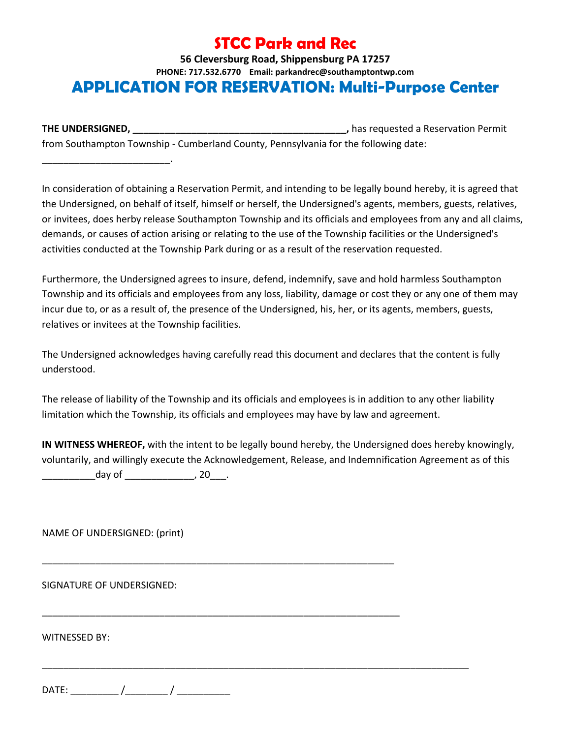# STCC Park and Rec

**56 Cleversburg Road, Shippensburg PA 17257**

**PHONE: 717.532.6770 Email: parkandrec@southamptontwp.com**

## APPLICATION FOR RESERVATION: Multi-Purpose Center

**THE UNDERSIGNED, ________________________________________,** has requested a Reservation Permit from Southampton Township - Cumberland County, Pennsylvania for the following date: ________________________.

In consideration of obtaining a Reservation Permit, and intending to be legally bound hereby, it is agreed that the Undersigned, on behalf of itself, himself or herself, the Undersigned's agents, members, guests, relatives, or invitees, does herby release Southampton Township and its officials and employees from any and all claims, demands, or causes of action arising or relating to the use of the Township facilities or the Undersigned's activities conducted at the Township Park during or as a result of the reservation requested.

Furthermore, the Undersigned agrees to insure, defend, indemnify, save and hold harmless Southampton Township and its officials and employees from any loss, liability, damage or cost they or any one of them may incur due to, or as a result of, the presence of the Undersigned, his, her, or its agents, members, guests, relatives or invitees at the Township facilities.

The Undersigned acknowledges having carefully read this document and declares that the content is fully understood.

The release of liability of the Township and its officials and employees is in addition to any other liability limitation which the Township, its officials and employees may have by law and agreement.

**IN WITNESS WHEREOF,** with the intent to be legally bound hereby, the Undersigned does hereby knowingly, voluntarily, and willingly execute the Acknowledgement, Release, and Indemnification Agreement as of this __________day of _____________, 20___.

NAME OF UNDERSIGNED: (print)

__________________________________________________________________

SIGNATURE OF UNDERSIGNED:

__________________________________________________________________

WITNESSED BY:

__________________________________________________________________________________

DATE: _________ /________ / __________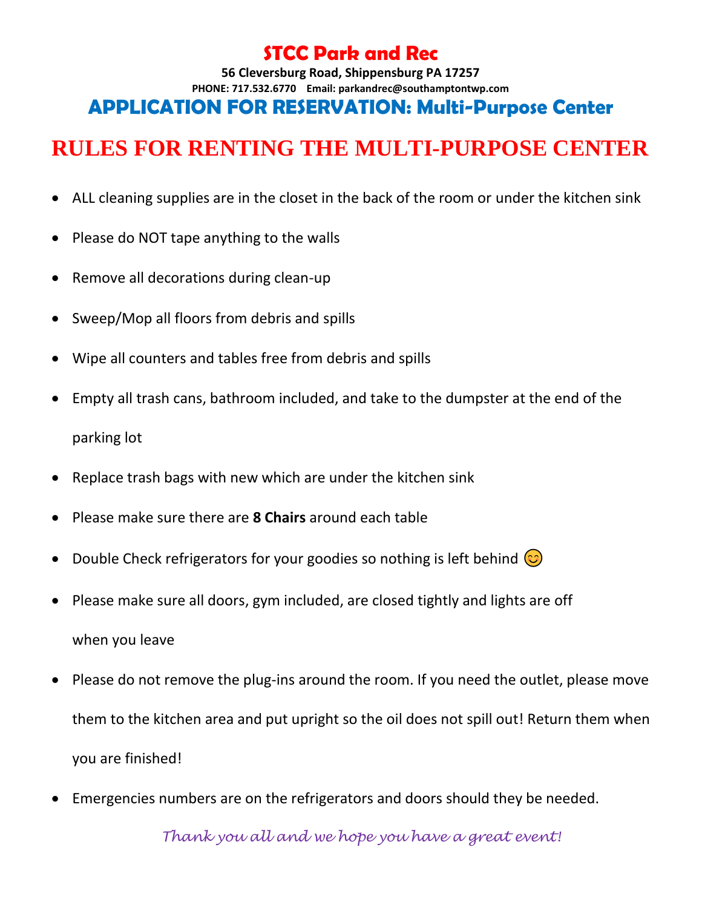# STCC Park and Rec

**56 Cleversburg Road, Shippensburg PA 17257**

**PHONE: 717.532.6770 Email: parkandrec@southamptontwp.com**

## APPLICATION FOR RESERVATION: Multi-Purpose Center

# RULES FOR RENTING THE MULTI-PURPOSE CENTER

- ALL cleaning supplies are in the closet in the back of the room or under the kitchen sink
- Please do NOT tape anything to the walls
- Remove all decorations during clean-up
- Sweep/Mop all floors from debris and spills
- Wipe all counters and tables free from debris and spills
- Empty all trash cans, bathroom included, and take to the dumpster at the end of the parking lot
- Replace trash bags with new which are under the kitchen sink
- Please make sure there are **8 Chairs** around each table
- Double Check refrigerators for your goodies so nothing is left behind 😊
- Please make sure all doors, gym included, are closed tightly and lights are off when you leave
- Please do not remove the plug-ins around the room. If you need the outlet, please move them to the kitchen area and put upright so the oil does not spill out! Return them when you are finished!
- Emergencies numbers are on the refrigerators and doors should they be needed.

*Thank you all and we hope you have a great event!*